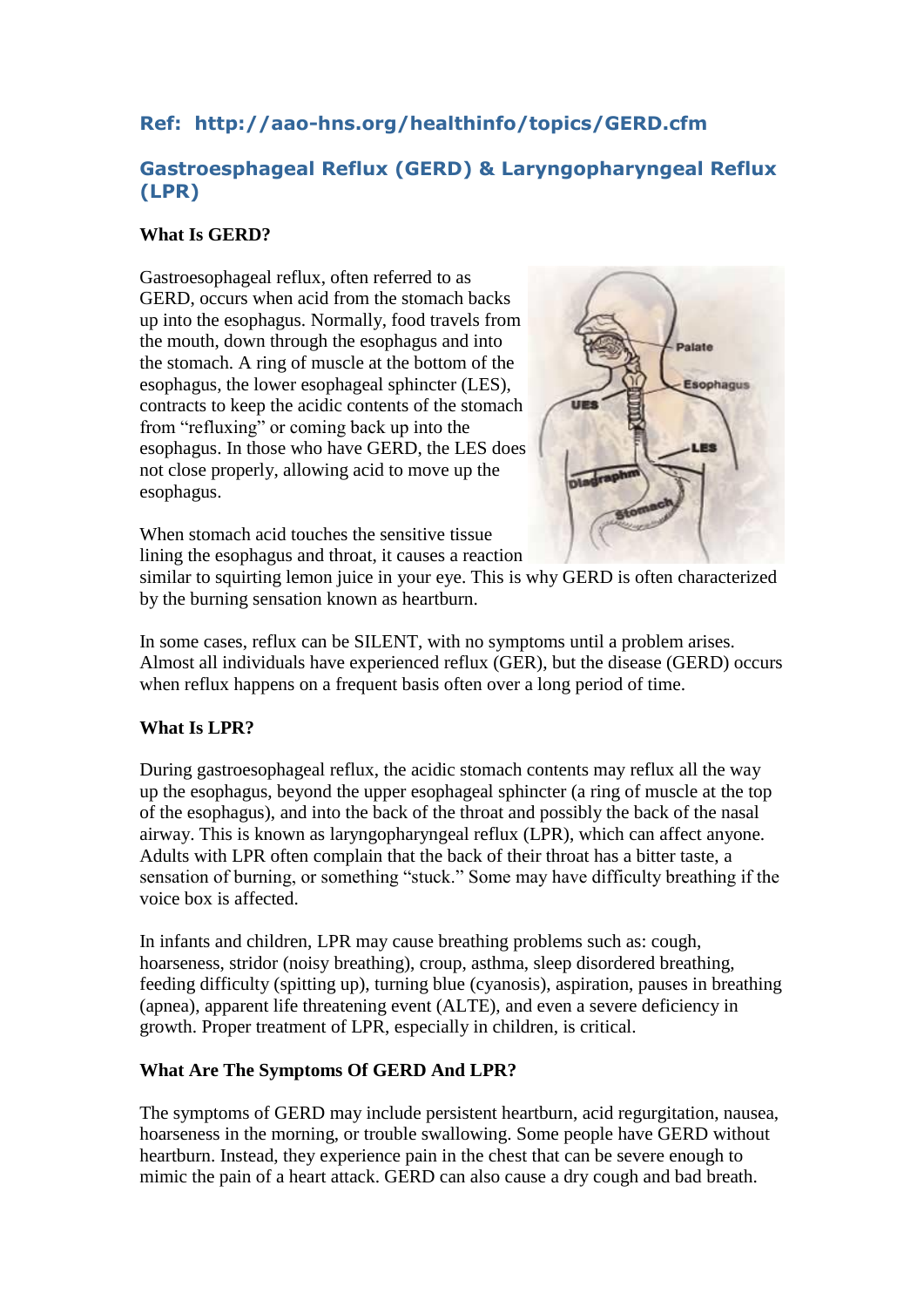**Ref: http://aao-hns.org/healthinfo/topics/GERD.cfm**

## Gastroesphageal Reflux (GERD) & Laryngopharyngeal Reflux (LPR)

### What Is GERD?

Gastroesophageal reflux, often referred to as GERD, occurs when acid from the stomach backs up into the esophagus. Normally, food travels from the mouth, down through the esophagus and into the stomach. A ring of muscle at the bottom of the esophagus, the lower esophageal sphincter (LES), contracts to keep the acidic contents of the stomach from "refluxing" or coming back up into the esophagus. In those who have GERD, the LES does not close properly, allowing acid to move up the esophagus.

When stomach acid touches the sensitive tissue lining the esophagus and throat, it causes a reaction similar to squirting lemon juice in your eye. This is why GERD is often characterized by the burning sensation known as heartburn.

In some cases, reflux can be SILENT, with no symptoms until a problem arises. Almost all individuals have experienced reflux (GER), but the disease (GERD) occurs when reflux happens on a frequent basis often over a long period of time.

### What Is LPR?

During gastroesophageal reflux, the acidic stomach contents may reflux all the way up the esophagus, beyond the upper esophageal sphincter (a ring of muscle at the top of the esophagus), and into the back of the throat and possibly the back of the nasal airway. This is known as laryngopharyngeal reflux (LPR), which can affect anyone. Adults with LPR often complain that the back of their throat has a bitter taste, a sensation of burning, or something "stuck." Some may have difficulty breathing if the voice box is affected.

In infants and children, LPR may cause breathing problems such as: cough, hoarseness, stridor (noisy breathing), croup, asthma, sleep disordered breathing, feeding difficulty (spitting up), turning blue (cyanosis), aspiration, pauses in breathing (apnea), apparent life threatening event (ALTE), and even a severe deficiency in growth. Proper treatment of LPR, especially in children, is critical.

### What Are The Symptoms Of GERD And LPR?

The symptoms of GERD may include persistent heartburn, acid regurgitation, nausea, hoarseness in the morning, or trouble swallowing. Some people have GERD without heartburn. Instead, they experience pain in the chest that can be severe enough to mimic the pain of a heart attack. GERD can also cause a dry cough and bad breath.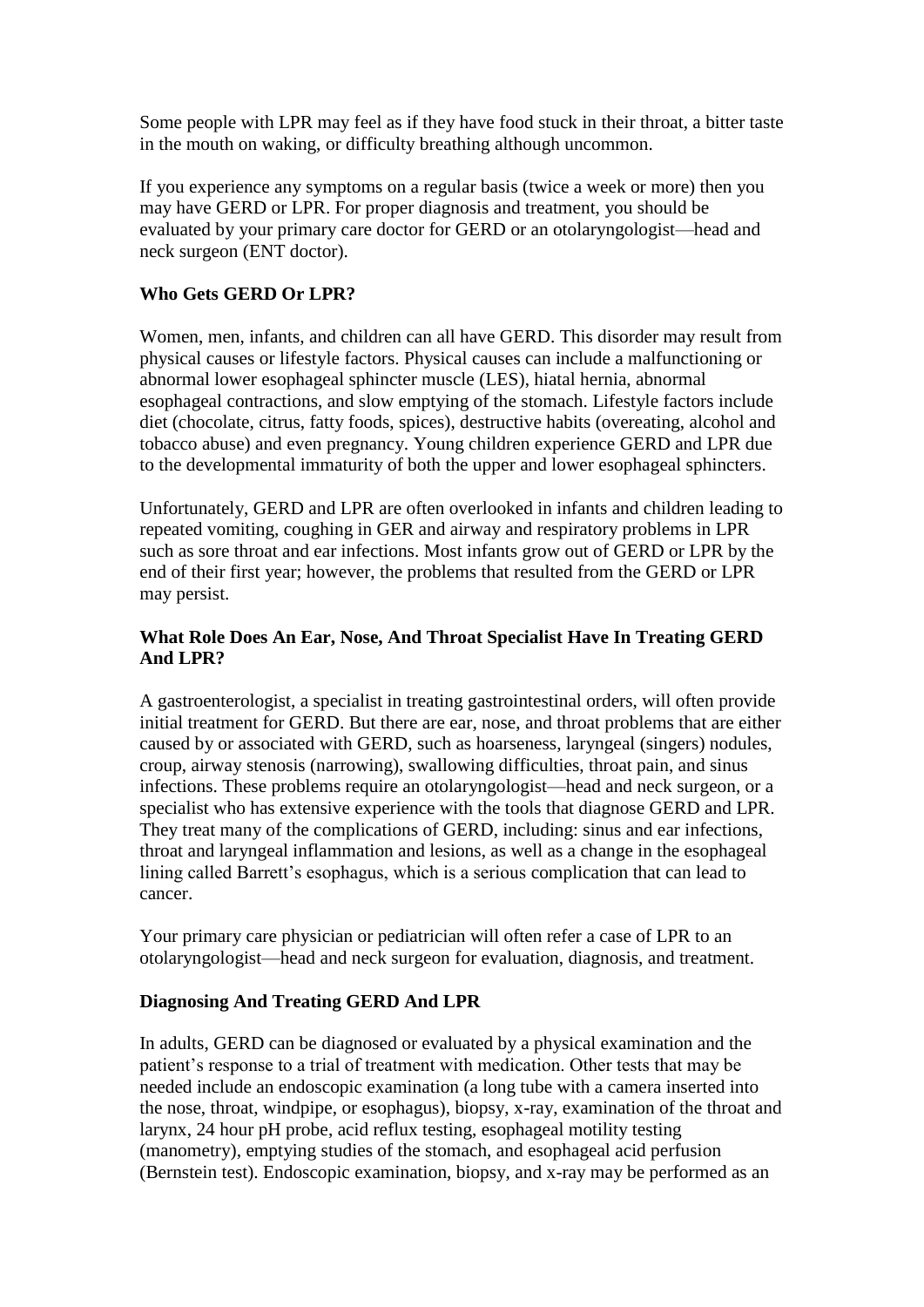Some people with LPR may feel as if they have food stuck in their throat, a bitter taste in the mouth on waking, or difficulty breathing although uncommon.

If you experience any symptoms on a regular basis (twice a week or more) then you may have GERD or LPR. For proper diagnosis and treatment, you should be evaluated by your primary care doctor for GERD or an otolaryngologist—head and neck surgeon (ENT doctor).

**Who Gets GERD Or LPR?**

Women, men, infants, and children can all have GERD. This disorder may result from physical causes or lifestyle factors. Physical causes can include a malfunctioning or abnormal lower esophageal sphincter muscle (LES), hiatal hernia, abnormal esophageal contractions, and slow emptying of the stomach. Lifestyle factors include diet (chocolate, citrus, fatty foods, spices), destructive habits (overeating, alcohol and tobacco abuse) and even pregnancy. Young children experience GERD and LPR due to the developmental immaturity of both the upper and lower esophageal sphincters.

Unfortunately, GERD and LPR are often overlooked in infants and children leading to repeated vomiting, coughing in GER and airway and respiratory problems in LPR such as sore throat and ear infections. Most infants grow out of GERD or LPR by the end of their first year; however, the problems that resulted from the GERD or LPR may persist.

**What Role Does An Ear, Nose, And Throat Specialist Have In Treating GERD And LPR?**

A gastroenterologist, a specialist in treating gastrointestinal orders, will often provide initial treatment for GERD. But there are ear, nose, and throat problems that are either caused by or associated with GERD, such as hoarseness, laryngeal (singers) nodules, croup, airway stenosis (narrowing), swallowing difficulties, throat pain, and sinus infections. These problems require an otolaryngologist—head and neck surgeon, or a specialist who has extensive experience with the tools that diagnose GERD and LPR. They treat many of the complications of GERD, including: sinus and ear infections, throat and laryngeal inflammation and lesions, as well as a change in the esophageal lining called Barrett's esophagus, which is a serious complication that can lead to cancer.

Your primary care physician or pediatrician will often refer a case of LPR to an otolaryngologist—head and neck surgeon for evaluation, diagnosis, and treatment.

**Diagnosing And Treating GERD And LPR**

In adults, GERD can be diagnosed or evaluated by a physical examination and the patient's response to a trial of treatment with medication. Other tests that may be needed include an endoscopic examination (a long tube with a camera inserted into the nose, throat, windpipe, or esophagus), biopsy, x-ray, examination of the throat and larynx, 24 hour pH probe, acid reflux testing, esophageal motility testing (manometry), emptying studies of the stomach, and esophageal acid perfusion (Bernstein test). Endoscopic examination, biopsy, and x-ray may be performed as an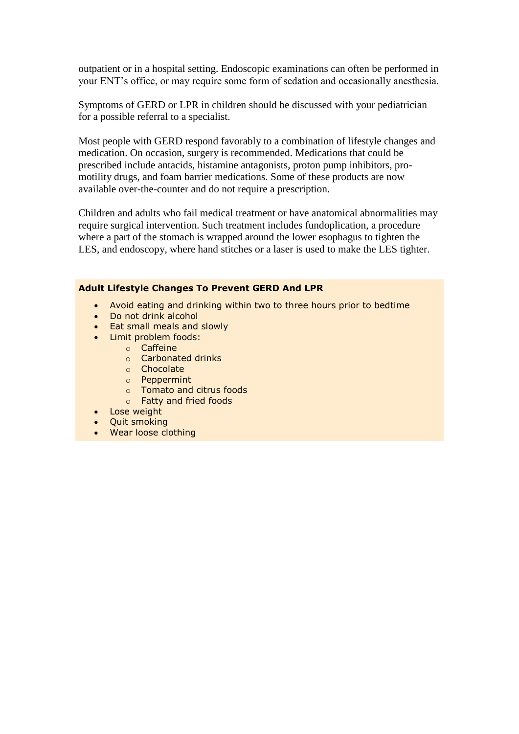outpatient or in a hospital setting. Endoscopic examinations can often be performed in your ENT's office, or may require some form of sedation and occasionally anesthesia.

Symptoms of GERD or LPR in children should be discussed with your pediatrician for a possible referral to a specialist.

Most people with GERD respond favorably to a combination of lifestyle changes and medication. On occasion, surgery is recommended. Medications that could be prescribed include antacids, histamine antagonists, proton pump inhibitors, pro-motility drugs, and foam barrier medications. Some of these products are now available over-the-counter and do not require a prescription.

Children and adults who fail medical treatment or have anatomical abnormalities may require surgical intervention. Such treatment includes fundoplication, a procedure where a part of the stomach is wrapped around the lower esophagus to tighten the LES, and endoscopy, where hand stitches or a laser is used to make the LES tighter.

**Adult Lifestyle Changes To Prevent GERD And LPR**

- Avoid eating and drinking within two to three hours prior to bedtime
- Do not drink alcohol
- Eat small meals and slowly
- Limit problem foods:
  - Caffeine
  - Carbonated drinks
  - Chocolate
  - Peppermint
  - Tomato and citrus foods
  - Fatty and fried foods
- Lose weight
- Quit smoking
- Wear loose clothing